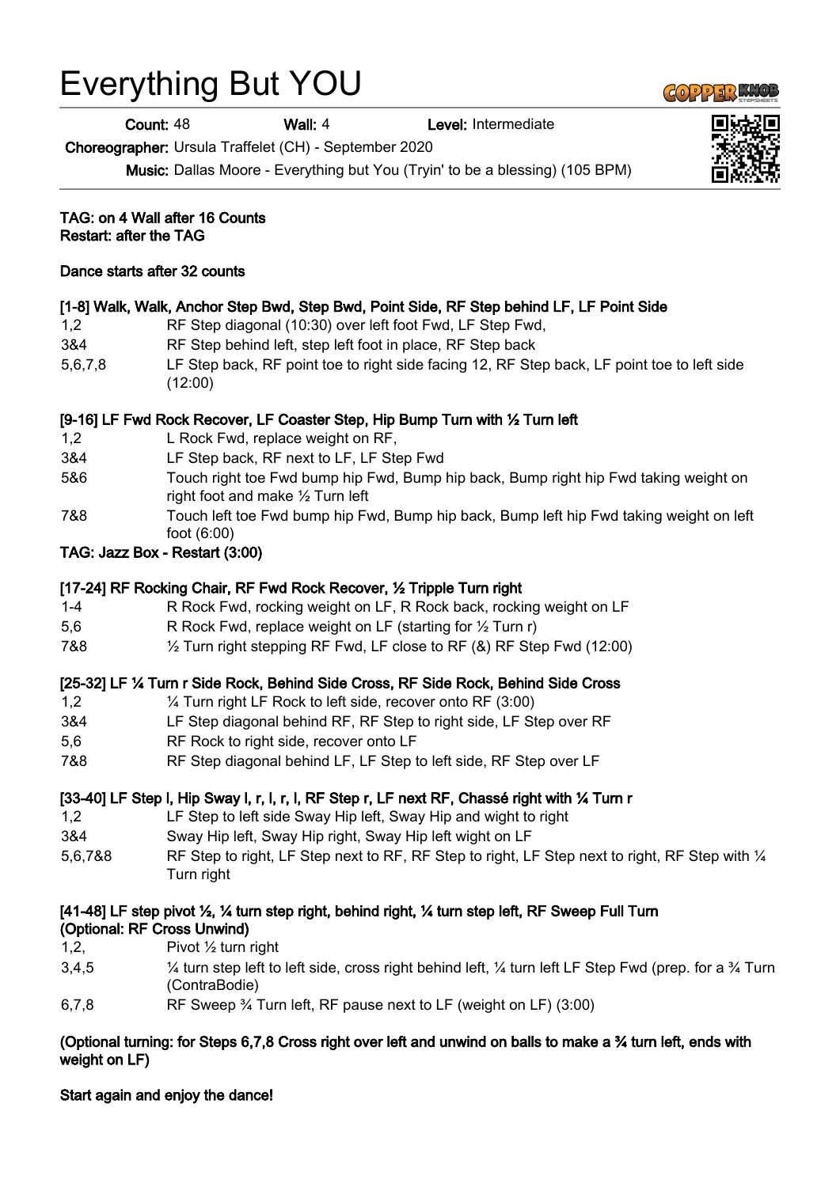# Everything But YOU

**Count:** 48 **Wall:** 4 **Level:** Intermediate

**Choreographer:** Ursula Traffelet (CH) - September 2020

**Music:** Dallas Moore - Everything but You (Tryin' to be a blessing) (105 BPM)

**TAG: on 4 Wall after 16 Counts**
**Restart: after the TAG**

**Dance starts after 32 counts**

**[1-8] Walk, Walk, Anchor Step Bwd, Step Bwd, Point Side, RF Step behind LF, LF Point Side**

| | |
|---|---|
| 1,2 | RF Step diagonal (10:30) over left foot Fwd, LF Step Fwd, |
| 3&4 | RF Step behind left, step left foot in place, RF Step back |
| 5,6,7,8 | LF Step back, RF point toe to right side facing 12, RF Step back, LF point toe to left side (12:00) |

**[9-16] LF Fwd Rock Recover, LF Coaster Step, Hip Bump Turn with ½ Turn left**

| | |
|---|---|
| 1,2 | L Rock Fwd, replace weight on RF, |
| 3&4 | LF Step back, RF next to LF, LF Step Fwd |
| 5&6 | Touch right toe Fwd bump hip Fwd, Bump hip back, Bump right hip Fwd taking weight on right foot and make ½ Turn left |
| 7&8 | Touch left toe Fwd bump hip Fwd, Bump hip back, Bump left hip Fwd taking weight on left foot (6:00) |

**TAG: Jazz Box - Restart (3:00)**

**[17-24] RF Rocking Chair, RF Fwd Rock Recover, ½ Tripple Turn right**

| | |
|---|---|
| 1-4 | R Rock Fwd, rocking weight on LF, R Rock back, rocking weight on LF |
| 5,6 | R Rock Fwd, replace weight on LF (starting for ½ Turn r) |
| 7&8 | ½ Turn right stepping RF Fwd, LF close to RF (&) RF Step Fwd (12:00) |

**[25-32] LF ¼ Turn r Side Rock, Behind Side Cross, RF Side Rock, Behind Side Cross**

| | |
|---|---|
| 1,2 | ¼ Turn right LF Rock to left side, recover onto RF (3:00) |
| 3&4 | LF Step diagonal behind RF, RF Step to right side, LF Step over RF |
| 5,6 | RF Rock to right side, recover onto LF |
| 7&8 | RF Step diagonal behind LF, LF Step to left side, RF Step over LF |

**[33-40] LF Step l, Hip Sway l, r, l, r, l, RF Step r, LF next RF, Chassé right with ¼ Turn r**

| | |
|---|---|
| 1,2 | LF Step to left side Sway Hip left, Sway Hip and wight to right |
| 3&4 | Sway Hip left, Sway Hip right, Sway Hip left wight on LF |
| 5,6,7&8 | RF Step to right, LF Step next to RF, RF Step to right, LF Step next to right, RF Step with ¼ Turn right |

**[41-48] LF step pivot ½, ¼ turn step right, behind right, ¼ turn step left, RF Sweep Full Turn (Optional: RF Cross Unwind)**

| | |
|---|---|
| 1,2, | Pivot ½ turn right |
| 3,4,5 | ¼ turn step left to left side, cross right behind left, ¼ turn left LF Step Fwd (prep. for a ¾ Turn (ContraBodie) |
| 6,7,8 | RF Sweep ¾ Turn left, RF pause next to LF (weight on LF) (3:00) |

**(Optional turning: for Steps 6,7,8 Cross right over left and unwind on balls to make a ¾ turn left, ends with weight on LF)**

**Start again and enjoy the dance!**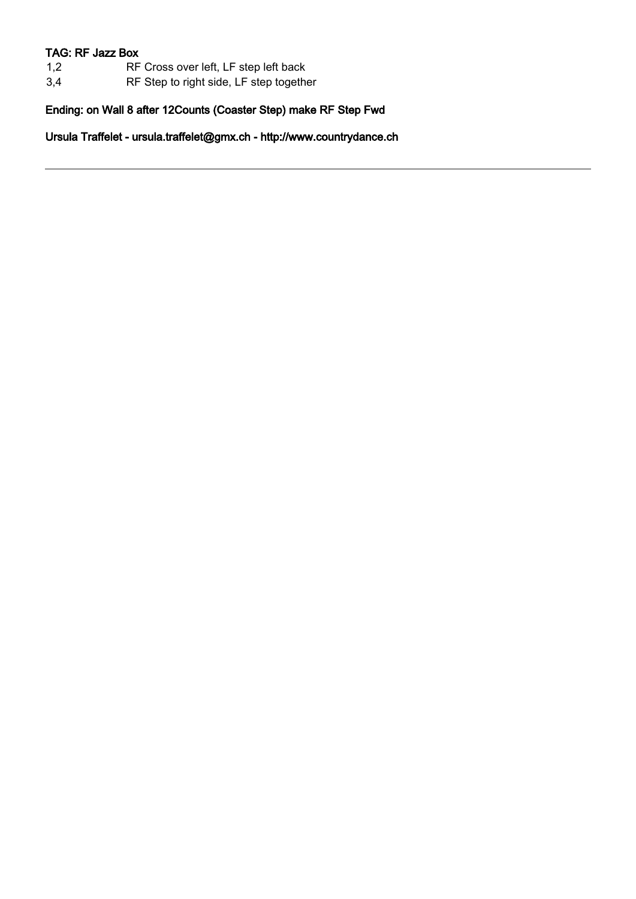**TAG: RF Jazz Box**

| | |
|---|---|
| 1,2 | RF Cross over left, LF step left back |
| 3,4 | RF Step to right side, LF step together |

**Ending: on Wall 8 after 12Counts (Coaster Step) make RF Step Fwd**

**Ursula Traffelet - ursula.traffelet@gmx.ch - http://www.countrydance.ch**

---